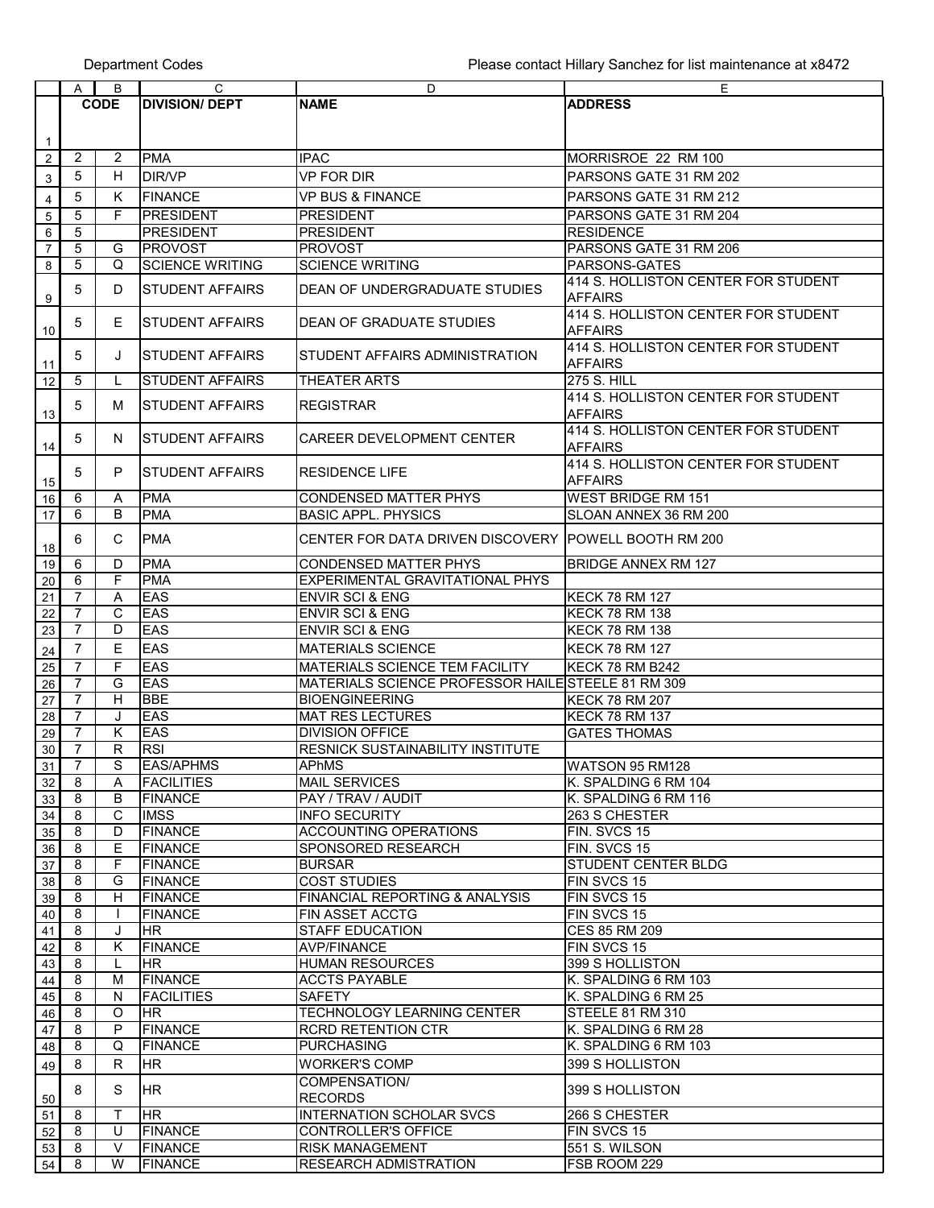Department Codes Please contact Hillary Sanchez for list maintenance at x8472

| | A | B | C | D | E |
|---|---|---|---|---|---|
| 1 | CODE | | DIVISION/ DEPT | NAME | ADDRESS |
| 2 | 2 | 2 | PMA | IPAC | MORRISROE 22 RM 100 |
| 3 | 5 | H | DIR/VP | VP FOR DIR | PARSONS GATE 31 RM 202 |
| 4 | 5 | K | FINANCE | VP BUS & FINANCE | PARSONS GATE 31 RM 212 |
| 5 | 5 | F | PRESIDENT | PRESIDENT | PARSONS GATE 31 RM 204 |
| 6 | 5 | | PRESIDENT | PRESIDENT | RESIDENCE |
| 7 | 5 | G | PROVOST | PROVOST | PARSONS GATE 31 RM 206 |
| 8 | 5 | Q | SCIENCE WRITING | SCIENCE WRITING | PARSONS-GATES |
| 9 | 5 | D | STUDENT AFFAIRS | DEAN OF UNDERGRADUATE STUDIES | 414 S. HOLLISTON CENTER FOR STUDENT AFFAIRS |
| 10 | 5 | E | STUDENT AFFAIRS | DEAN OF GRADUATE STUDIES | 414 S. HOLLISTON CENTER FOR STUDENT AFFAIRS |
| 11 | 5 | J | STUDENT AFFAIRS | STUDENT AFFAIRS ADMINISTRATION | 414 S. HOLLISTON CENTER FOR STUDENT AFFAIRS |
| 12 | 5 | L | STUDENT AFFAIRS | THEATER ARTS | 275 S. HILL |
| 13 | 5 | M | STUDENT AFFAIRS | REGISTRAR | 414 S. HOLLISTON CENTER FOR STUDENT AFFAIRS |
| 14 | 5 | N | STUDENT AFFAIRS | CAREER DEVELOPMENT CENTER | 414 S. HOLLISTON CENTER FOR STUDENT AFFAIRS |
| 15 | 5 | P | STUDENT AFFAIRS | RESIDENCE LIFE | 414 S. HOLLISTON CENTER FOR STUDENT AFFAIRS |
| 16 | 6 | A | PMA | CONDENSED MATTER PHYS | WEST BRIDGE RM 151 |
| 17 | 6 | B | PMA | BASIC APPL. PHYSICS | SLOAN ANNEX 36 RM 200 |
| 18 | 6 | C | PMA | CENTER FOR DATA DRIVEN DISCOVERY | POWELL BOOTH RM 200 |
| 19 | 6 | D | PMA | CONDENSED MATTER PHYS | BRIDGE ANNEX RM 127 |
| 20 | 6 | F | PMA | EXPERIMENTAL GRAVITATIONAL PHYS | |
| 21 | 7 | A | EAS | ENVIR SCI & ENG | KECK 78 RM 127 |
| 22 | 7 | C | EAS | ENVIR SCI & ENG | KECK 78 RM 138 |
| 23 | 7 | D | EAS | ENVIR SCI & ENG | KECK 78 RM 138 |
| 24 | 7 | E | EAS | MATERIALS SCIENCE | KECK 78 RM 127 |
| 25 | 7 | F | EAS | MATERIALS SCIENCE TEM FACILITY | KECK 78 RM B242 |
| 26 | 7 | G | EAS | MATERIALS SCIENCE PROFESSOR HAILE | STEELE 81 RM 309 |
| 27 | 7 | H | BBE | BIOENGINEERING | KECK 78 RM 207 |
| 28 | 7 | J | EAS | MAT RES LECTURES | KECK 78 RM 137 |
| 29 | 7 | K | EAS | DIVISION OFFICE | GATES THOMAS |
| 30 | 7 | R | RSI | RESNICK SUSTAINABILITY INSTITUTE | |
| 31 | 7 | S | EAS/APHMS | APhMS | WATSON 95 RM128 |
| 32 | 8 | A | FACILITIES | MAIL SERVICES | K. SPALDING 6 RM 104 |
| 33 | 8 | B | FINANCE | PAY / TRAV / AUDIT | K. SPALDING 6 RM 116 |
| 34 | 8 | C | IMSS | INFO SECURITY | 263 S CHESTER |
| 35 | 8 | D | FINANCE | ACCOUNTING OPERATIONS | FIN. SVCS 15 |
| 36 | 8 | E | FINANCE | SPONSORED RESEARCH | FIN. SVCS 15 |
| 37 | 8 | F | FINANCE | BURSAR | STUDENT CENTER BLDG |
| 38 | 8 | G | FINANCE | COST STUDIES | FIN SVCS 15 |
| 39 | 8 | H | FINANCE | FINANCIAL REPORTING & ANALYSIS | FIN SVCS 15 |
| 40 | 8 | I | FINANCE | FIN ASSET ACCTG | FIN SVCS 15 |
| 41 | 8 | J | HR | STAFF EDUCATION | CES 85 RM 209 |
| 42 | 8 | K | FINANCE | AVP/FINANCE | FIN SVCS 15 |
| 43 | 8 | L | HR | HUMAN RESOURCES | 399 S HOLLISTON |
| 44 | 8 | M | FINANCE | ACCTS PAYABLE | K. SPALDING 6 RM 103 |
| 45 | 8 | N | FACILITIES | SAFETY | K. SPALDING 6 RM 25 |
| 46 | 8 | O | HR | TECHNOLOGY LEARNING CENTER | STEELE 81 RM 310 |
| 47 | 8 | P | FINANCE | RCRD RETENTION CTR | K. SPALDING 6 RM 28 |
| 48 | 8 | Q | FINANCE | PURCHASING | K. SPALDING 6 RM 103 |
| 49 | 8 | R | HR | WORKER'S COMP | 399 S HOLLISTON |
| 50 | 8 | S | HR | COMPENSATION/ RECORDS | 399 S HOLLISTON |
| 51 | 8 | T | HR | INTERNATION SCHOLAR SVCS | 266 S CHESTER |
| 52 | 8 | U | FINANCE | CONTROLLER'S OFFICE | FIN SVCS 15 |
| 53 | 8 | V | FINANCE | RISK MANAGEMENT | 551 S. WILSON |
| 54 | 8 | W | FINANCE | RESEARCH ADMISTRATION | FSB ROOM 229 |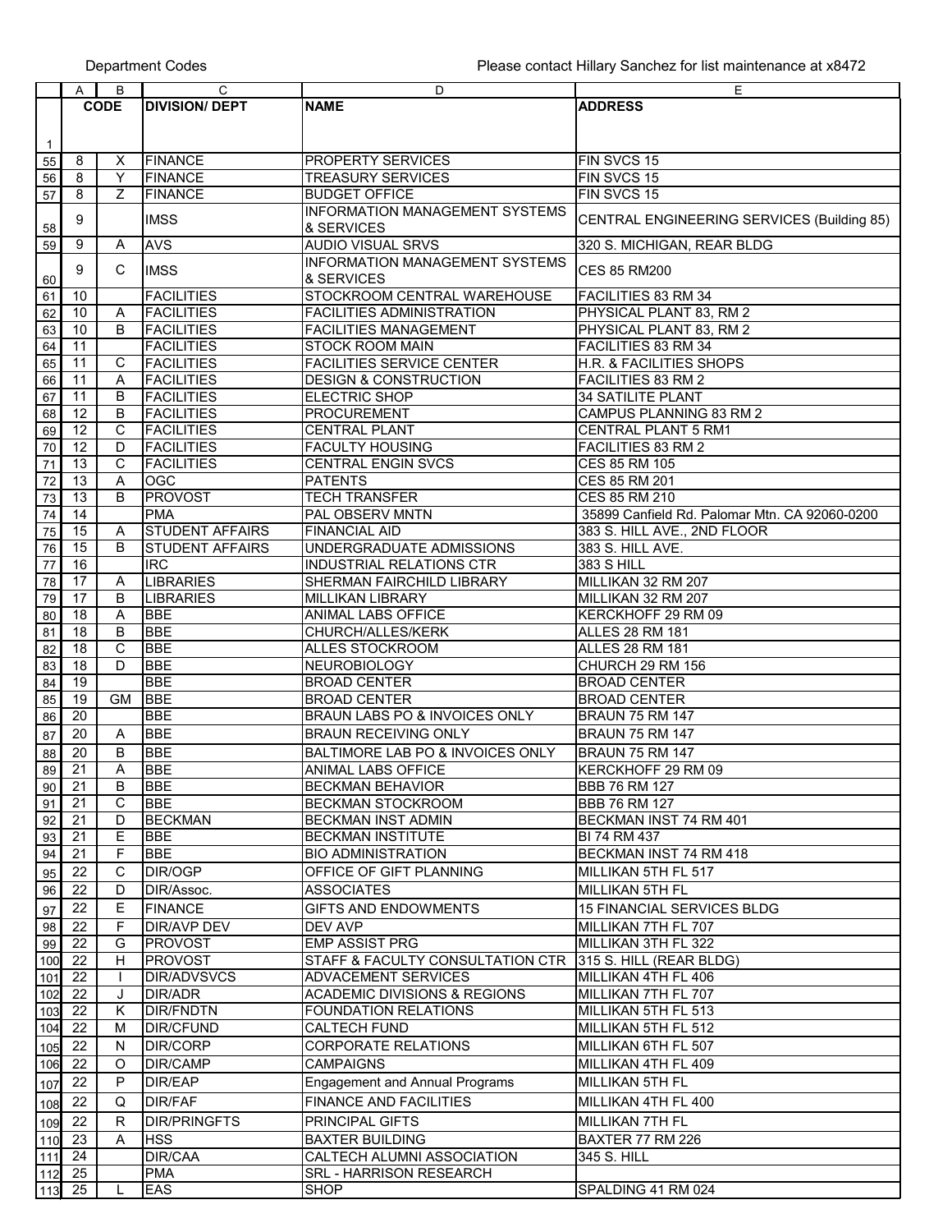Department Codes

Please contact Hillary Sanchez for list maintenance at x8472

| | A | B | C | D | E |
|---|---|---|---|---|---|
| 1 | CODE | | DIVISION/ DEPT | NAME | ADDRESS |
| 55 | 8 | X | FINANCE | PROPERTY SERVICES | FIN SVCS 15 |
| 56 | 8 | Y | FINANCE | TREASURY SERVICES | FIN SVCS 15 |
| 57 | 8 | Z | FINANCE | BUDGET OFFICE | FIN SVCS 15 |
| 58 | 9 | | IMSS | INFORMATION MANAGEMENT SYSTEMS & SERVICES | CENTRAL ENGINEERING SERVICES (Building 85) |
| 59 | 9 | A | AVS | AUDIO VISUAL SRVS | 320 S. MICHIGAN, REAR BLDG |
| 60 | 9 | C | IMSS | INFORMATION MANAGEMENT SYSTEMS & SERVICES | CES 85 RM200 |
| 61 | 10 | | FACILITIES | STOCKROOM CENTRAL WAREHOUSE | FACILITIES 83 RM 34 |
| 62 | 10 | A | FACILITIES | FACILITIES ADMINISTRATION | PHYSICAL PLANT 83, RM 2 |
| 63 | 10 | B | FACILITIES | FACILITIES MANAGEMENT | PHYSICAL PLANT 83, RM 2 |
| 64 | 11 | | FACILITIES | STOCK ROOM MAIN | FACILITIES 83 RM 34 |
| 65 | 11 | C | FACILITIES | FACILITIES SERVICE CENTER | H.R. & FACILITIES SHOPS |
| 66 | 11 | A | FACILITIES | DESIGN & CONSTRUCTION | FACILITIES 83 RM 2 |
| 67 | 11 | B | FACILITIES | ELECTRIC SHOP | 34 SATILITE PLANT |
| 68 | 12 | B | FACILITIES | PROCUREMENT | CAMPUS PLANNING 83 RM 2 |
| 69 | 12 | C | FACILITIES | CENTRAL PLANT | CENTRAL PLANT 5 RM1 |
| 70 | 12 | D | FACILITIES | FACULTY HOUSING | FACILITIES 83 RM 2 |
| 71 | 13 | C | FACILITIES | CENTRAL ENGIN SVCS | CES 85 RM 105 |
| 72 | 13 | A | OGC | PATENTS | CES 85 RM 201 |
| 73 | 13 | B | PROVOST | TECH TRANSFER | CES 85 RM 210 |
| 74 | 14 | | PMA | PAL OBSERV MNTN | 35899 Canfield Rd. Palomar Mtn. CA 92060-0200 |
| 75 | 15 | A | STUDENT AFFAIRS | FINANCIAL AID | 383 S. HILL AVE., 2ND FLOOR |
| 76 | 15 | B | STUDENT AFFAIRS | UNDERGRADUATE ADMISSIONS | 383 S. HILL AVE. |
| 77 | 16 | | IRC | INDUSTRIAL RELATIONS CTR | 383 S HILL |
| 78 | 17 | A | LIBRARIES | SHERMAN FAIRCHILD LIBRARY | MILLIKAN 32 RM 207 |
| 79 | 17 | B | LIBRARIES | MILLIKAN LIBRARY | MILLIKAN 32 RM 207 |
| 80 | 18 | A | BBE | ANIMAL LABS OFFICE | KERCKHOFF 29 RM 09 |
| 81 | 18 | B | BBE | CHURCH/ALLES/KERK | ALLES 28 RM 181 |
| 82 | 18 | C | BBE | ALLES STOCKROOM | ALLES 28 RM 181 |
| 83 | 18 | D | BBE | NEUROBIOLOGY | CHURCH 29 RM 156 |
| 84 | 19 | | BBE | BROAD CENTER | BROAD CENTER |
| 85 | 19 | GM | BBE | BROAD CENTER | BROAD CENTER |
| 86 | 20 | | BBE | BRAUN LABS PO & INVOICES ONLY | BRAUN 75 RM 147 |
| 87 | 20 | A | BBE | BRAUN RECEIVING ONLY | BRAUN 75 RM 147 |
| 88 | 20 | B | BBE | BALTIMORE LAB PO & INVOICES ONLY | BRAUN 75 RM 147 |
| 89 | 21 | A | BBE | ANIMAL LABS OFFICE | KERCKHOFF 29 RM 09 |
| 90 | 21 | B | BBE | BECKMAN BEHAVIOR | BBB 76 RM 127 |
| 91 | 21 | C | BBE | BECKMAN STOCKROOM | BBB 76 RM 127 |
| 92 | 21 | D | BECKMAN | BECKMAN INST ADMIN | BECKMAN INST 74 RM 401 |
| 93 | 21 | E | BBE | BECKMAN INSTITUTE | BI 74 RM 437 |
| 94 | 21 | F | BBE | BIO ADMINISTRATION | BECKMAN INST 74 RM 418 |
| 95 | 22 | C | DIR/OGP | OFFICE OF GIFT PLANNING | MILLIKAN 5TH FL 517 |
| 96 | 22 | D | DIR/Assoc. | ASSOCIATES | MILLIKAN 5TH FL |
| 97 | 22 | E | FINANCE | GIFTS AND ENDOWMENTS | 15 FINANCIAL SERVICES BLDG |
| 98 | 22 | F | DIR/AVP DEV | DEV AVP | MILLIKAN 7TH FL 707 |
| 99 | 22 | G | PROVOST | EMP ASSIST PRG | MILLIKAN 3TH FL 322 |
| 100 | 22 | H | PROVOST | STAFF & FACULTY CONSULTATION CTR | 315 S. HILL (REAR BLDG) |
| 101 | 22 | I | DIR/ADVSVCS | ADVACEMENT SERVICES | MILLIKAN 4TH FL 406 |
| 102 | 22 | J | DIR/ADR | ACADEMIC DIVISIONS & REGIONS | MILLIKAN 7TH FL 707 |
| 103 | 22 | K | DIR/FNDTN | FOUNDATION RELATIONS | MILLIKAN 5TH FL 513 |
| 104 | 22 | M | DIR/CFUND | CALTECH FUND | MILLIKAN 5TH FL 512 |
| 105 | 22 | N | DIR/CORP | CORPORATE RELATIONS | MILLIKAN 6TH FL 507 |
| 106 | 22 | O | DIR/CAMP | CAMPAIGNS | MILLIKAN 4TH FL 409 |
| 107 | 22 | P | DIR/EAP | Engagement and Annual Programs | MILLIKAN 5TH FL |
| 108 | 22 | Q | DIR/FAF | FINANCE AND FACILITIES | MILLIKAN 4TH FL 400 |
| 109 | 22 | R | DIR/PRINGFTS | PRINCIPAL GIFTS | MILLIKAN 7TH FL |
| 110 | 23 | A | HSS | BAXTER BUILDING | BAXTER 77 RM 226 |
| 111 | 24 | | DIR/CAA | CALTECH ALUMNI ASSOCIATION | 345 S. HILL |
| 112 | 25 | | PMA | SRL - HARRISON RESEARCH | |
| 113 | 25 | L | EAS | SHOP | SPALDING 41 RM 024 |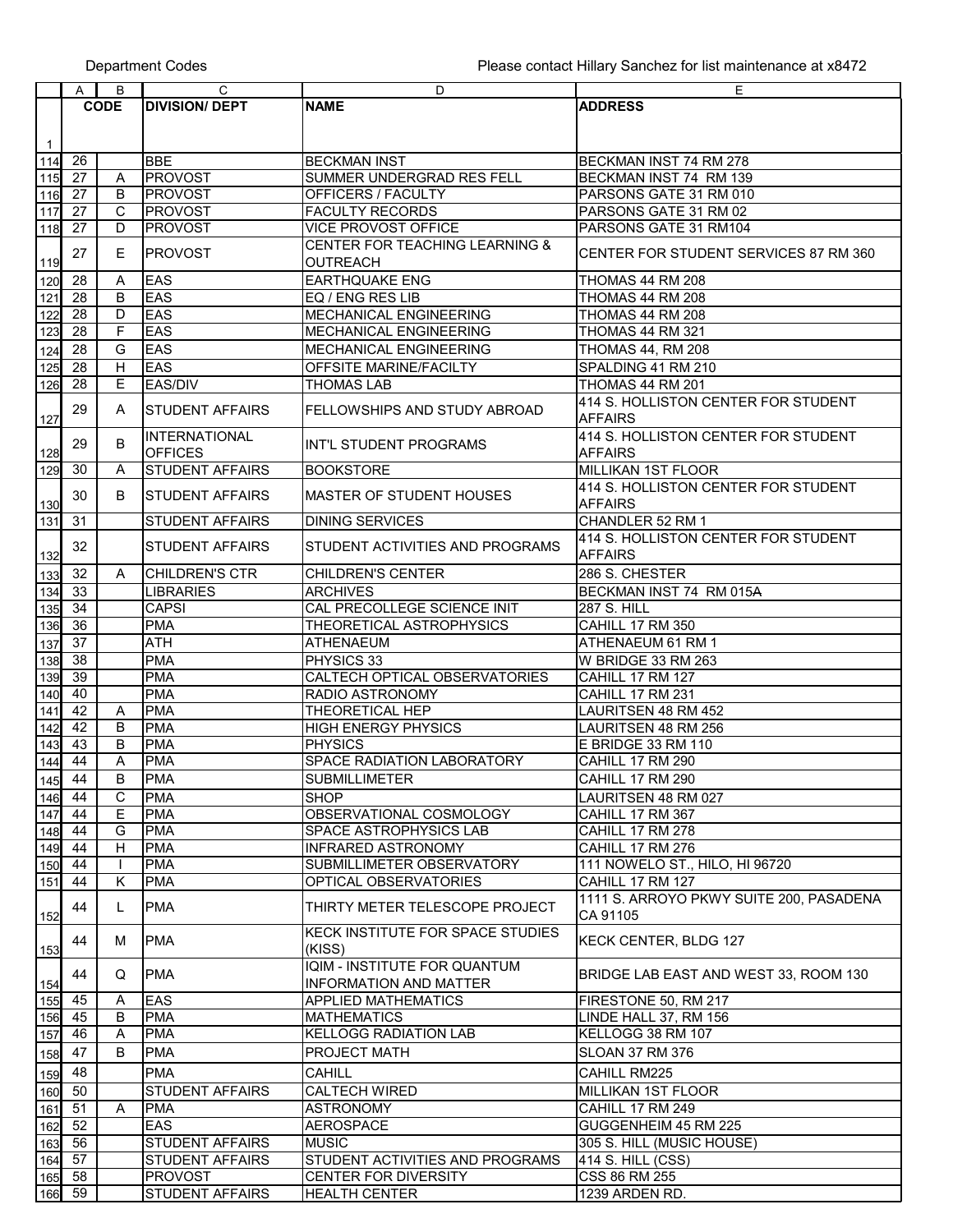Department Codes Please contact Hillary Sanchez for list maintenance at x8472

| | A | B | C | D | E |
|---|---|---|---|---|---|
| 1 | CODE | | DIVISION/ DEPT | NAME | ADDRESS |
| 114 | 26 | | BBE | BECKMAN INST | BECKMAN INST 74 RM 278 |
| 115 | 27 | A | PROVOST | SUMMER UNDERGRAD RES FELL | BECKMAN INST 74 RM 139 |
| 116 | 27 | B | PROVOST | OFFICERS / FACULTY | PARSONS GATE 31 RM 010 |
| 117 | 27 | C | PROVOST | FACULTY RECORDS | PARSONS GATE 31 RM 02 |
| 118 | 27 | D | PROVOST | VICE PROVOST OFFICE | PARSONS GATE 31 RM104 |
| 119 | 27 | E | PROVOST | CENTER FOR TEACHING LEARNING & OUTREACH | CENTER FOR STUDENT SERVICES 87 RM 360 |
| 120 | 28 | A | EAS | EARTHQUAKE ENG | THOMAS 44 RM 208 |
| 121 | 28 | B | EAS | EQ / ENG RES LIB | THOMAS 44 RM 208 |
| 122 | 28 | D | EAS | MECHANICAL ENGINEERING | THOMAS 44 RM 208 |
| 123 | 28 | F | EAS | MECHANICAL ENGINEERING | THOMAS 44 RM 321 |
| 124 | 28 | G | EAS | MECHANICAL ENGINEERING | THOMAS 44, RM 208 |
| 125 | 28 | H | EAS | OFFSITE MARINE/FACILTY | SPALDING 41 RM 210 |
| 126 | 28 | E | EAS/DIV | THOMAS LAB | THOMAS 44 RM 201 |
| 127 | 29 | A | STUDENT AFFAIRS | FELLOWSHIPS AND STUDY ABROAD | 414 S. HOLLISTON CENTER FOR STUDENT AFFAIRS |
| 128 | 29 | B | INTERNATIONAL OFFICES | INT'L STUDENT PROGRAMS | 414 S. HOLLISTON CENTER FOR STUDENT AFFAIRS |
| 129 | 30 | A | STUDENT AFFAIRS | BOOKSTORE | MILLIKAN 1ST FLOOR |
| 130 | 30 | B | STUDENT AFFAIRS | MASTER OF STUDENT HOUSES | 414 S. HOLLISTON CENTER FOR STUDENT AFFAIRS |
| 131 | 31 | | STUDENT AFFAIRS | DINING SERVICES | CHANDLER 52 RM 1 |
| 132 | 32 | | STUDENT AFFAIRS | STUDENT ACTIVITIES AND PROGRAMS | 414 S. HOLLISTON CENTER FOR STUDENT AFFAIRS |
| 133 | 32 | A | CHILDREN'S CTR | CHILDREN'S CENTER | 286 S. CHESTER |
| 134 | 33 | | LIBRARIES | ARCHIVES | BECKMAN INST 74 RM 015A |
| 135 | 34 | | CAPSI | CAL PRECOLLEGE SCIENCE INIT | 287 S. HILL |
| 136 | 36 | | PMA | THEORETICAL ASTROPHYSICS | CAHILL 17 RM 350 |
| 137 | 37 | | ATH | ATHENAEUM | ATHENAEUM 61 RM 1 |
| 138 | 38 | | PMA | PHYSICS 33 | W BRIDGE 33 RM 263 |
| 139 | 39 | | PMA | CALTECH OPTICAL OBSERVATORIES | CAHILL 17 RM 127 |
| 140 | 40 | | PMA | RADIO ASTRONOMY | CAHILL 17 RM 231 |
| 141 | 42 | A | PMA | THEORETICAL HEP | LAURITSEN 48 RM 452 |
| 142 | 42 | B | PMA | HIGH ENERGY PHYSICS | LAURITSEN 48 RM 256 |
| 143 | 43 | B | PMA | PHYSICS | E BRIDGE 33 RM 110 |
| 144 | 44 | A | PMA | SPACE RADIATION LABORATORY | CAHILL 17 RM 290 |
| 145 | 44 | B | PMA | SUBMILLIMETER | CAHILL 17 RM 290 |
| 146 | 44 | C | PMA | SHOP | LAURITSEN 48 RM 027 |
| 147 | 44 | E | PMA | OBSERVATIONAL COSMOLOGY | CAHILL 17 RM 367 |
| 148 | 44 | G | PMA | SPACE ASTROPHYSICS LAB | CAHILL 17 RM 278 |
| 149 | 44 | H | PMA | INFRARED ASTRONOMY | CAHILL 17 RM 276 |
| 150 | 44 | I | PMA | SUBMILLIMETER OBSERVATORY | 111 NOWELO ST., HILO, HI 96720 |
| 151 | 44 | K | PMA | OPTICAL OBSERVATORIES | CAHILL 17 RM 127 |
| 152 | 44 | L | PMA | THIRTY METER TELESCOPE PROJECT | 1111 S. ARROYO PKWY SUITE 200, PASADENA CA 91105 |
| 153 | 44 | M | PMA | KECK INSTITUTE FOR SPACE STUDIES (KISS) | KECK CENTER, BLDG 127 |
| 154 | 44 | Q | PMA | IQIM - INSTITUTE FOR QUANTUM INFORMATION AND MATTER | BRIDGE LAB EAST AND WEST 33, ROOM 130 |
| 155 | 45 | A | EAS | APPLIED MATHEMATICS | FIRESTONE 50, RM 217 |
| 156 | 45 | B | PMA | MATHEMATICS | LINDE HALL 37, RM 156 |
| 157 | 46 | A | PMA | KELLOGG RADIATION LAB | KELLOGG 38 RM 107 |
| 158 | 47 | B | PMA | PROJECT MATH | SLOAN 37 RM 376 |
| 159 | 48 | | PMA | CAHILL | CAHILL RM225 |
| 160 | 50 | | STUDENT AFFAIRS | CALTECH WIRED | MILLIKAN 1ST FLOOR |
| 161 | 51 | A | PMA | ASTRONOMY | CAHILL 17 RM 249 |
| 162 | 52 | | EAS | AEROSPACE | GUGGENHEIM 45 RM 225 |
| 163 | 56 | | STUDENT AFFAIRS | MUSIC | 305 S. HILL (MUSIC HOUSE) |
| 164 | 57 | | STUDENT AFFAIRS | STUDENT ACTIVITIES AND PROGRAMS | 414 S. HILL (CSS) |
| 165 | 58 | | PROVOST | CENTER FOR DIVERSITY | CSS 86 RM 255 |
| 166 | 59 | | STUDENT AFFAIRS | HEALTH CENTER | 1239 ARDEN RD. |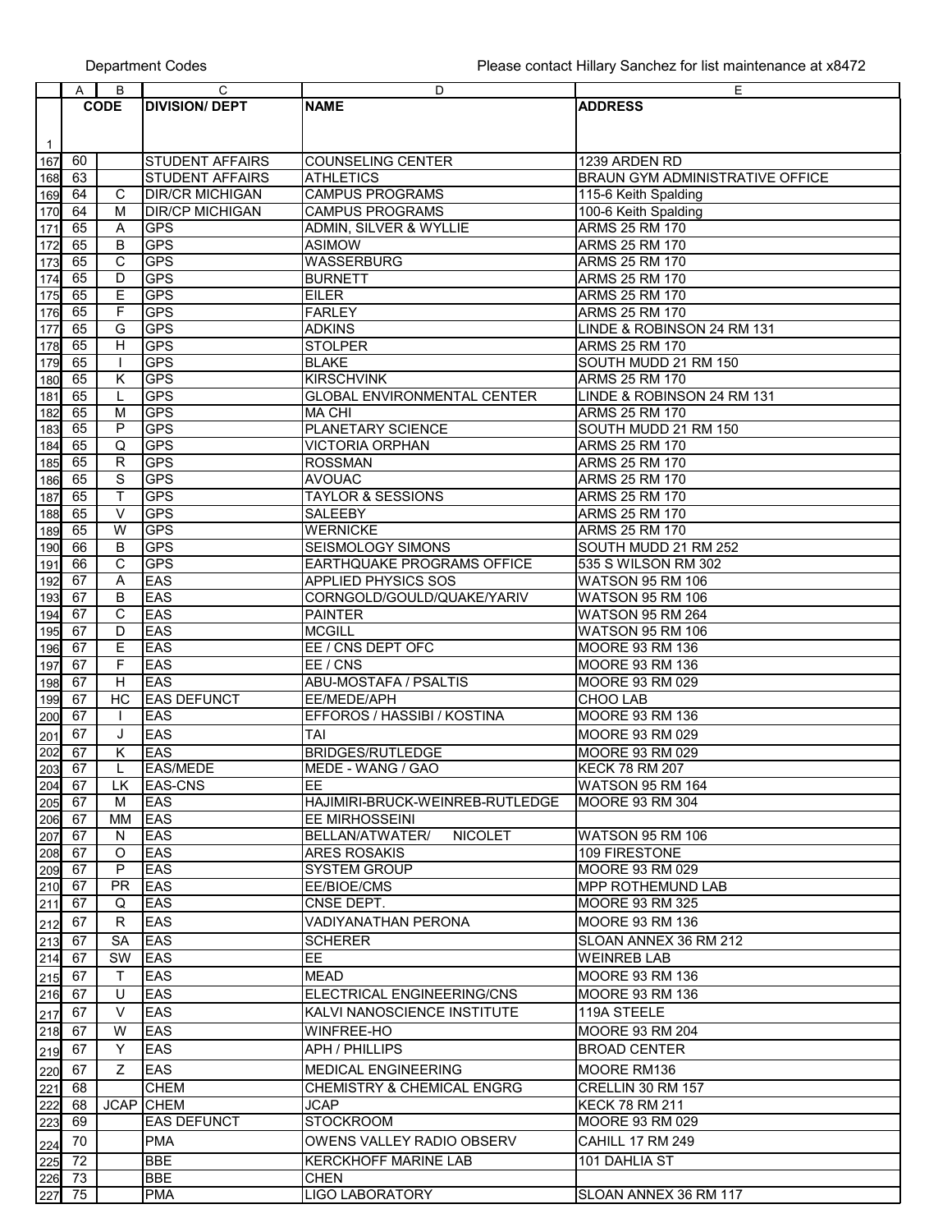Department Codes

Please contact Hillary Sanchez for list maintenance at x8472

| | A | B | C | D | E |
|---|---|---|---|---|---|
| 1 | CODE | | DIVISION/ DEPT | NAME | ADDRESS |
| 167 | 60 | | STUDENT AFFAIRS | COUNSELING CENTER | 1239 ARDEN RD |
| 168 | 63 | | STUDENT AFFAIRS | ATHLETICS | BRAUN GYM ADMINISTRATIVE OFFICE |
| 169 | 64 | C | DIR/CR MICHIGAN | CAMPUS PROGRAMS | 115-6 Keith Spalding |
| 170 | 64 | M | DIR/CP MICHIGAN | CAMPUS PROGRAMS | 100-6 Keith Spalding |
| 171 | 65 | A | GPS | ADMIN, SILVER & WYLLIE | ARMS 25 RM 170 |
| 172 | 65 | B | GPS | ASIMOW | ARMS 25 RM 170 |
| 173 | 65 | C | GPS | WASSERBURG | ARMS 25 RM 170 |
| 174 | 65 | D | GPS | BURNETT | ARMS 25 RM 170 |
| 175 | 65 | E | GPS | EILER | ARMS 25 RM 170 |
| 176 | 65 | F | GPS | FARLEY | ARMS 25 RM 170 |
| 177 | 65 | G | GPS | ADKINS | LINDE & ROBINSON 24 RM 131 |
| 178 | 65 | H | GPS | STOLPER | ARMS 25 RM 170 |
| 179 | 65 | I | GPS | BLAKE | SOUTH MUDD 21 RM 150 |
| 180 | 65 | K | GPS | KIRSCHVINK | ARMS 25 RM 170 |
| 181 | 65 | L | GPS | GLOBAL ENVIRONMENTAL CENTER | LINDE & ROBINSON 24 RM 131 |
| 182 | 65 | M | GPS | MA CHI | ARMS 25 RM 170 |
| 183 | 65 | P | GPS | PLANETARY SCIENCE | SOUTH MUDD 21 RM 150 |
| 184 | 65 | Q | GPS | VICTORIA ORPHAN | ARMS 25 RM 170 |
| 185 | 65 | R | GPS | ROSSMAN | ARMS 25 RM 170 |
| 186 | 65 | S | GPS | AVOUAC | ARMS 25 RM 170 |
| 187 | 65 | T | GPS | TAYLOR & SESSIONS | ARMS 25 RM 170 |
| 188 | 65 | V | GPS | SALEEBY | ARMS 25 RM 170 |
| 189 | 65 | W | GPS | WERNICKE | ARMS 25 RM 170 |
| 190 | 66 | B | GPS | SEISMOLOGY SIMONS | SOUTH MUDD 21 RM 252 |
| 191 | 66 | C | GPS | EARTHQUAKE PROGRAMS OFFICE | 535 S WILSON RM 302 |
| 192 | 67 | A | EAS | APPLIED PHYSICS SOS | WATSON 95 RM 106 |
| 193 | 67 | B | EAS | CORNGOLD/GOULD/QUAKE/YARIV | WATSON 95 RM 106 |
| 194 | 67 | C | EAS | PAINTER | WATSON 95 RM 264 |
| 195 | 67 | D | EAS | MCGILL | WATSON 95 RM 106 |
| 196 | 67 | E | EAS | EE / CNS DEPT OFC | MOORE 93 RM 136 |
| 197 | 67 | F | EAS | EE / CNS | MOORE 93 RM 136 |
| 198 | 67 | H | EAS | ABU-MOSTAFA / PSALTIS | MOORE 93 RM 029 |
| 199 | 67 | HC | EAS DEFUNCT | EE/MEDE/APH | CHOO LAB |
| 200 | 67 | I | EAS | EFFOROS / HASSIBI / KOSTINA | MOORE 93 RM 136 |
| 201 | 67 | J | EAS | TAI | MOORE 93 RM 029 |
| 202 | 67 | K | EAS | BRIDGES/RUTLEDGE | MOORE 93 RM 029 |
| 203 | 67 | L | EAS/MEDE | MEDE - WANG / GAO | KECK 78 RM 207 |
| 204 | 67 | LK | EAS-CNS | EE | WATSON 95 RM 164 |
| 205 | 67 | M | EAS | HAJIMIRI-BRUCK-WEINREB-RUTLEDGE | MOORE 93 RM 304 |
| 206 | 67 | MM | EAS | EE MIRHOSSEINI | |
| 207 | 67 | N | EAS | BELLAN/ATWATER/ NICOLET | WATSON 95 RM 106 |
| 208 | 67 | O | EAS | ARES ROSAKIS | 109 FIRESTONE |
| 209 | 67 | P | EAS | SYSTEM GROUP | MOORE 93 RM 029 |
| 210 | 67 | PR | EAS | EE/BIOE/CMS | MPP ROTHEMUND LAB |
| 211 | 67 | Q | EAS | CNSE DEPT. | MOORE 93 RM 325 |
| 212 | 67 | R | EAS | VADIYANATHAN PERONA | MOORE 93 RM 136 |
| 213 | 67 | SA | EAS | SCHERER | SLOAN ANNEX 36 RM 212 |
| 214 | 67 | SW | EAS | EE | WEINREB LAB |
| 215 | 67 | T | EAS | MEAD | MOORE 93 RM 136 |
| 216 | 67 | U | EAS | ELECTRICAL ENGINEERING/CNS | MOORE 93 RM 136 |
| 217 | 67 | V | EAS | KALVI NANOSCIENCE INSTITUTE | 119A STEELE |
| 218 | 67 | W | EAS | WINFREE-HO | MOORE 93 RM 204 |
| 219 | 67 | Y | EAS | APH / PHILLIPS | BROAD CENTER |
| 220 | 67 | Z | EAS | MEDICAL ENGINEERING | MOORE RM136 |
| 221 | 68 | | CHEM | CHEMISTRY & CHEMICAL ENGRG | CRELLIN 30 RM 157 |
| 222 | 68 | JCAP | CHEM | JCAP | KECK 78 RM 211 |
| 223 | 69 | | EAS DEFUNCT | STOCKROOM | MOORE 93 RM 029 |
| 224 | 70 | | PMA | OWENS VALLEY RADIO OBSERV | CAHILL 17 RM 249 |
| 225 | 72 | | BBE | KERCKHOFF MARINE LAB | 101 DAHLIA ST |
| 226 | 73 | | BBE | CHEN | |
| 227 | 75 | | PMA | LIGO LABORATORY | SLOAN ANNEX 36 RM 117 |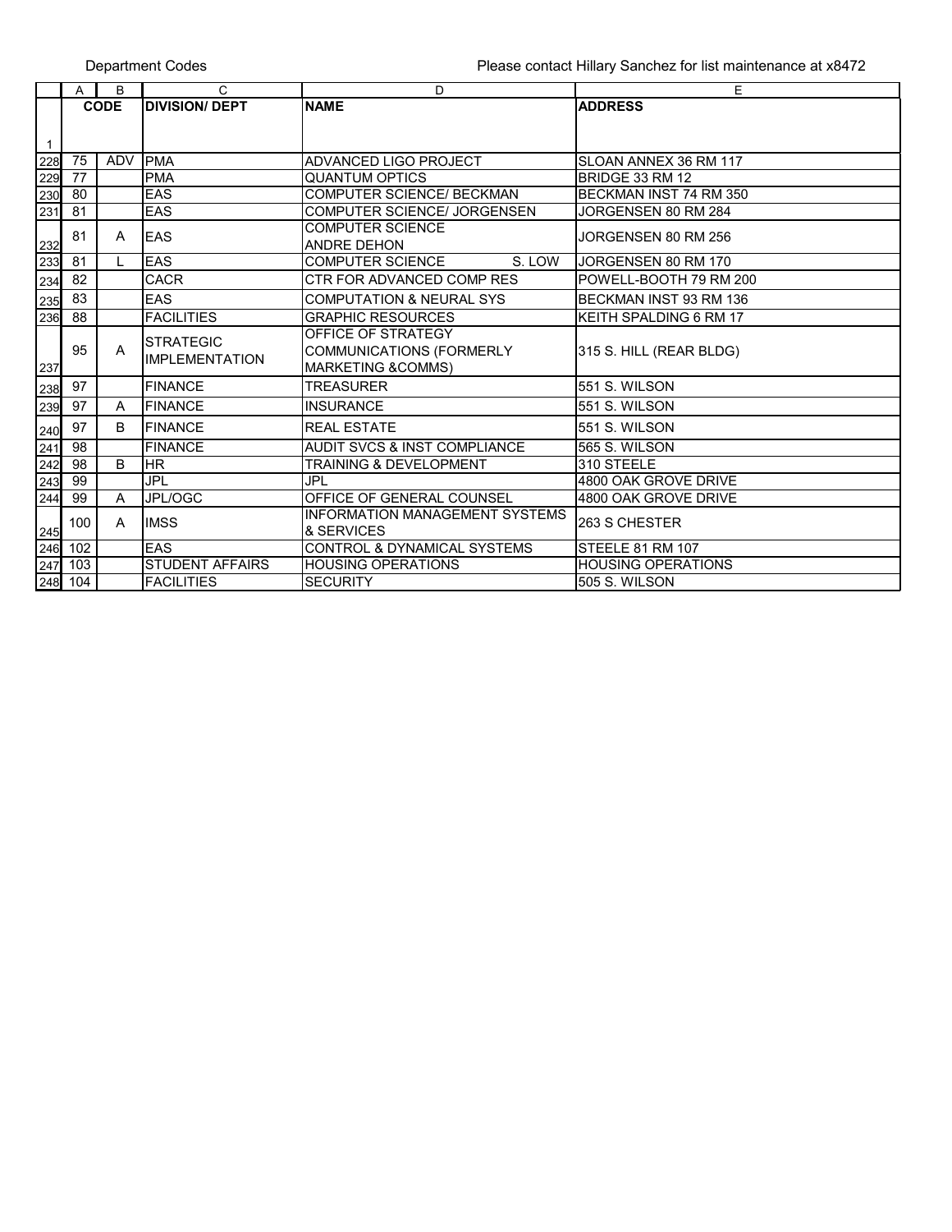Department Codes Please contact Hillary Sanchez for list maintenance at x8472

| | A | B | C | D | E |
|---|---|---|---|---|---|
| 1 | CODE | | DIVISION/ DEPT | NAME | ADDRESS |
| 228 | 75 | ADV | PMA | ADVANCED LIGO PROJECT | SLOAN ANNEX 36 RM 117 |
| 229 | 77 | | PMA | QUANTUM OPTICS | BRIDGE 33 RM 12 |
| 230 | 80 | | EAS | COMPUTER SCIENCE/ BECKMAN | BECKMAN INST 74 RM 350 |
| 231 | 81 | | EAS | COMPUTER SCIENCE/ JORGENSEN | JORGENSEN 80 RM 284 |
| 232 | 81 | A | EAS | COMPUTER SCIENCE ANDRE DEHON | JORGENSEN 80 RM 256 |
| 233 | 81 | L | EAS | COMPUTER SCIENCE S. LOW | JORGENSEN 80 RM 170 |
| 234 | 82 | | CACR | CTR FOR ADVANCED COMP RES | POWELL-BOOTH 79 RM 200 |
| 235 | 83 | | EAS | COMPUTATION & NEURAL SYS | BECKMAN INST 93 RM 136 |
| 236 | 88 | | FACILITIES | GRAPHIC RESOURCES | KEITH SPALDING 6 RM 17 |
| 237 | 95 | A | STRATEGIC IMPLEMENTATION | OFFICE OF STRATEGY COMMUNICATIONS (FORMERLY MARKETING &COMMS) | 315 S. HILL (REAR BLDG) |
| 238 | 97 | | FINANCE | TREASURER | 551 S. WILSON |
| 239 | 97 | A | FINANCE | INSURANCE | 551 S. WILSON |
| 240 | 97 | B | FINANCE | REAL ESTATE | 551 S. WILSON |
| 241 | 98 | | FINANCE | AUDIT SVCS & INST COMPLIANCE | 565 S. WILSON |
| 242 | 98 | B | HR | TRAINING & DEVELOPMENT | 310 STEELE |
| 243 | 99 | | JPL | JPL | 4800 OAK GROVE DRIVE |
| 244 | 99 | A | JPL/OGC | OFFICE OF GENERAL COUNSEL | 4800 OAK GROVE DRIVE |
| 245 | 100 | A | IMSS | INFORMATION MANAGEMENT SYSTEMS & SERVICES | 263 S CHESTER |
| 246 | 102 | | EAS | CONTROL & DYNAMICAL SYSTEMS | STEELE 81 RM 107 |
| 247 | 103 | | STUDENT AFFAIRS | HOUSING OPERATIONS | HOUSING OPERATIONS |
| 248 | 104 | | FACILITIES | SECURITY | 505 S. WILSON |